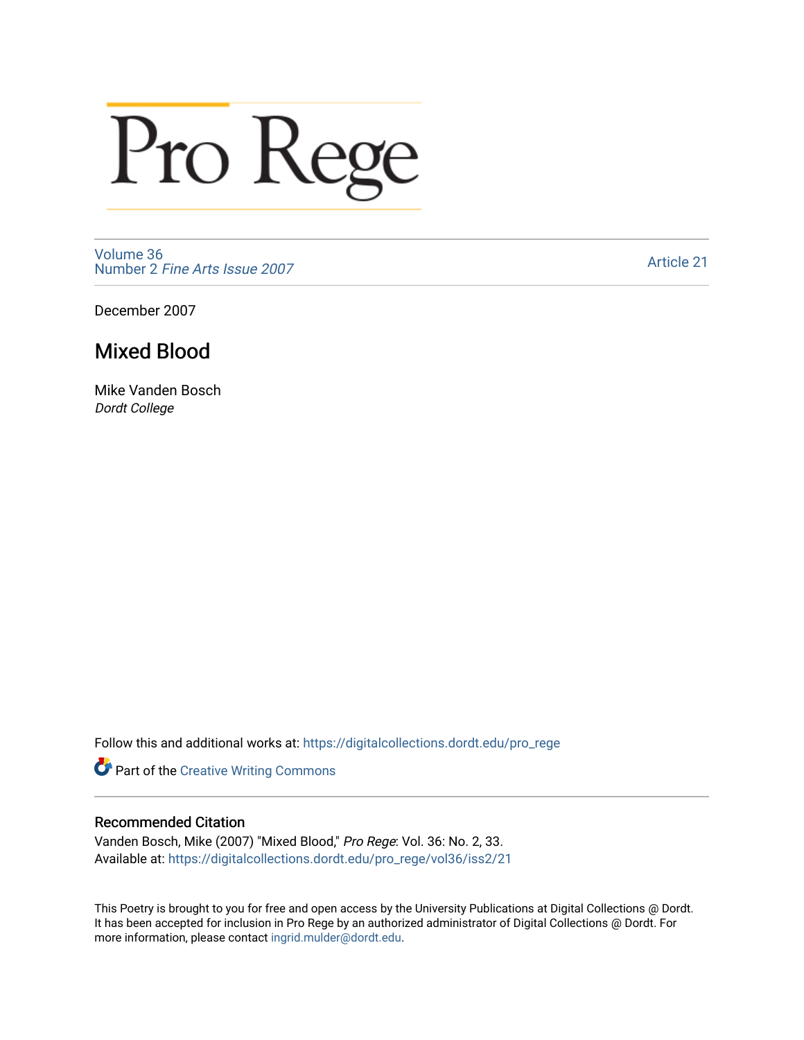Pro Rege

Volume 36
Number 2 *Fine Arts Issue 2007*

Article 21

December 2007

# Mixed Blood

Mike Vanden Bosch
*Dordt College*

Follow this and additional works at: https://digitalcollections.dordt.edu/pro_rege

Part of the Creative Writing Commons

## Recommended Citation

Vanden Bosch, Mike (2007) "Mixed Blood," *Pro Rege*: Vol. 36: No. 2, 33.
Available at: https://digitalcollections.dordt.edu/pro_rege/vol36/iss2/21

This Poetry is brought to you for free and open access by the University Publications at Digital Collections @ Dordt. It has been accepted for inclusion in Pro Rege by an authorized administrator of Digital Collections @ Dordt. For more information, please contact ingrid.mulder@dordt.edu.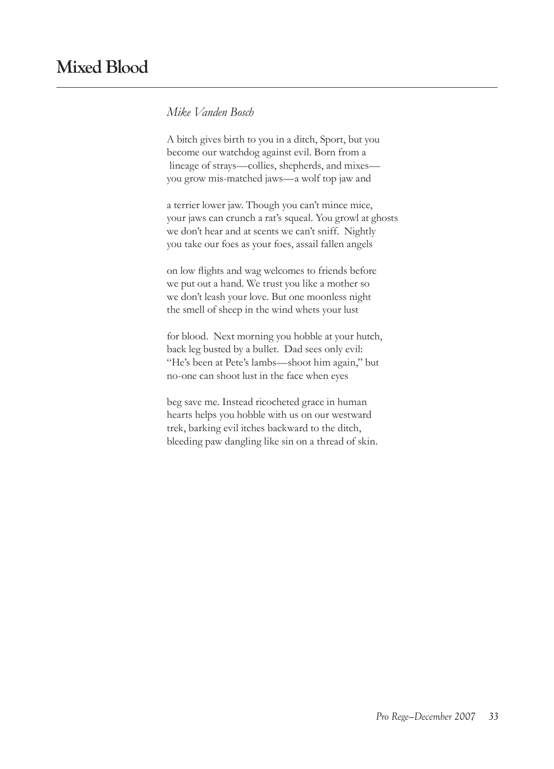# Mixed Blood

*Mike Vanden Bosch*

A bitch gives birth to you in a ditch, Sport, but you
become our watchdog against evil. Born from a
lineage of strays—collies, shepherds, and mixes—
you grow mis-matched jaws—a wolf top jaw and

a terrier lower jaw. Though you can't mince mice,
your jaws can crunch a rat's squeal. You growl at ghosts
we don't hear and at scents we can't sniff. Nightly
you take our foes as your foes, assail fallen angels

on low flights and wag welcomes to friends before
we put out a hand. We trust you like a mother so
we don't leash your love. But one moonless night
the smell of sheep in the wind whets your lust

for blood. Next morning you hobble at your hutch,
back leg busted by a bullet. Dad sees only evil:
"He's been at Pete's lambs—shoot him again," but
no-one can shoot lust in the face when eyes

beg save me. Instead ricocheted grace in human
hearts helps you hobble with us on our westward
trek, barking evil itches backward to the ditch,
bleeding paw dangling like sin on a thread of skin.